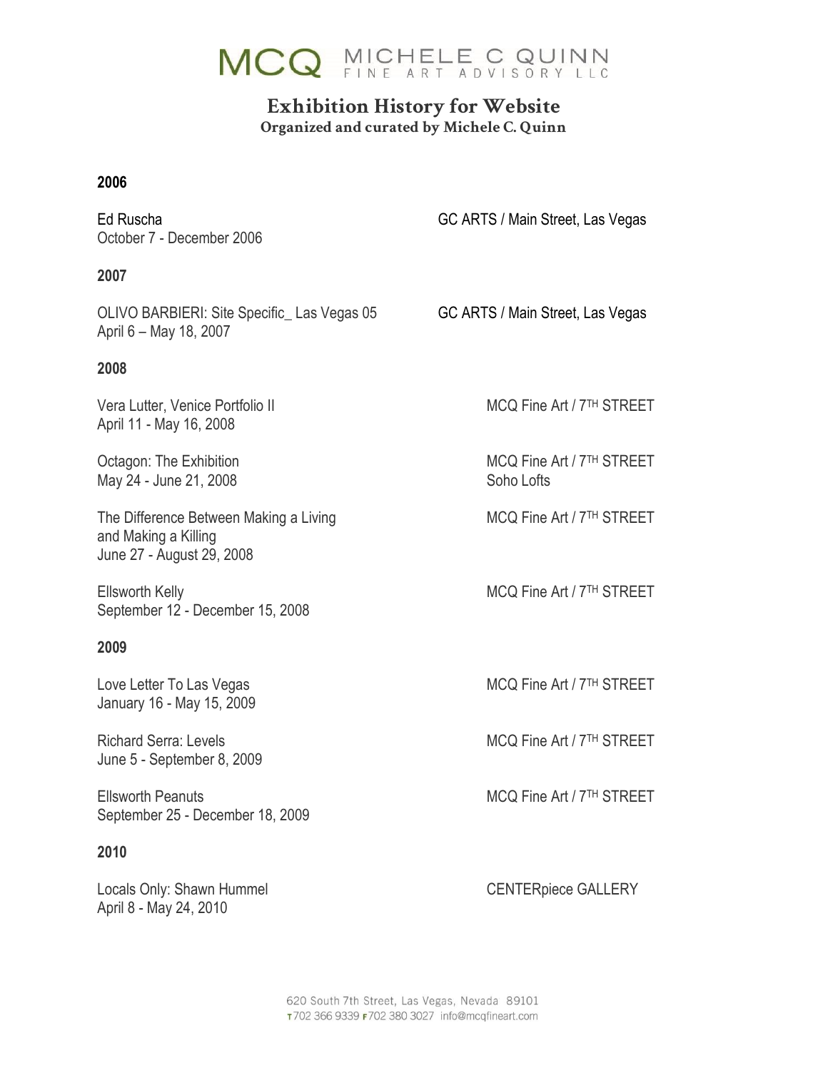MCQ MICHELE C QUINN FINE ART ADVISORY LLC

# Exhibition History for Website

**Organized and curated by Michele C. Quinn**

## 2006

Ed Ruscha
October 7 - December 2006
GC ARTS / Main Street, Las Vegas

## 2007

OLIVO BARBIERI: Site Specific_ Las Vegas 05
April 6 – May 18, 2007
GC ARTS / Main Street, Las Vegas

## 2008

Vera Lutter, Venice Portfolio II
April 11 - May 16, 2008
MCQ Fine Art / 7TH STREET

Octagon: The Exhibition
May 24 - June 21, 2008
MCQ Fine Art / 7TH STREET
Soho Lofts

The Difference Between Making a Living and Making a Killing
June 27 - August 29, 2008
MCQ Fine Art / 7TH STREET

Ellsworth Kelly
September 12 - December 15, 2008
MCQ Fine Art / 7TH STREET

## 2009

Love Letter To Las Vegas
January 16 - May 15, 2009
MCQ Fine Art / 7TH STREET

Richard Serra: Levels
June 5 - September 8, 2009
MCQ Fine Art / 7TH STREET

Ellsworth Peanuts
September 25 - December 18, 2009
MCQ Fine Art / 7TH STREET

## 2010

Locals Only: Shawn Hummel
April 8 - May 24, 2010
CENTERpiece GALLERY

620 South 7th Street, Las Vegas, Nevada 89101
T 702 366 9339 F 702 380 3027 info@mcqfineart.com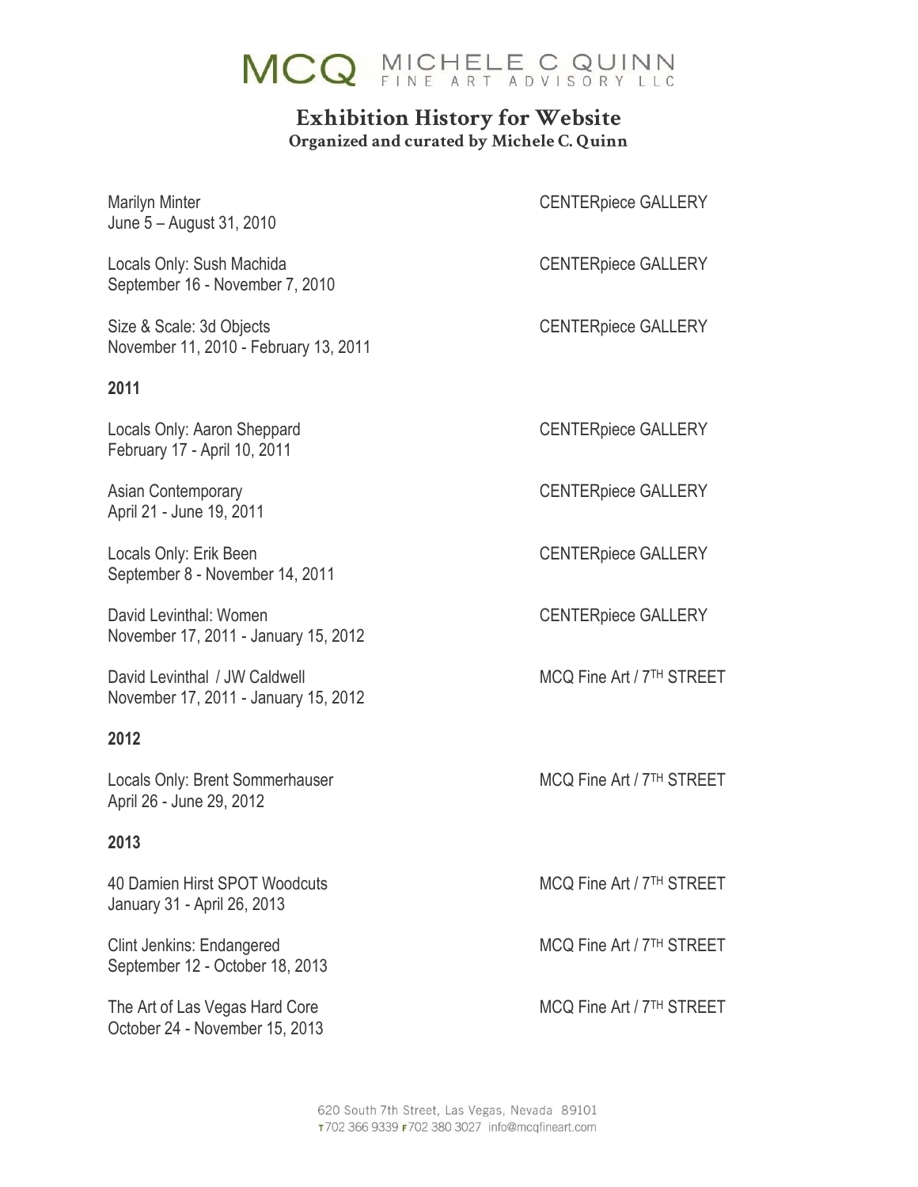# MCQ MICHELE C QUINN FINE ART ADVISORY LLC

## Exhibition History for Website

**Organized and curated by Michele C. Quinn**

Marilyn Minter — CENTERpiece GALLERY
June 5 – August 31, 2010

Locals Only: Sush Machida — CENTERpiece GALLERY
September 16 - November 7, 2010

Size & Scale: 3d Objects — CENTERpiece GALLERY
November 11, 2010 - February 13, 2011

**2011**

Locals Only: Aaron Sheppard — CENTERpiece GALLERY
February 17 - April 10, 2011

Asian Contemporary — CENTERpiece GALLERY
April 21 - June 19, 2011

Locals Only: Erik Been — CENTERpiece GALLERY
September 8 - November 14, 2011

David Levinthal: Women — CENTERpiece GALLERY
November 17, 2011 - January 15, 2012

David Levinthal / JW Caldwell — MCQ Fine Art / 7TH STREET
November 17, 2011 - January 15, 2012

**2012**

Locals Only: Brent Sommerhauser — MCQ Fine Art / 7TH STREET
April 26 - June 29, 2012

**2013**

40 Damien Hirst SPOT Woodcuts — MCQ Fine Art / 7TH STREET
January 31 - April 26, 2013

Clint Jenkins: Endangered — MCQ Fine Art / 7TH STREET
September 12 - October 18, 2013

The Art of Las Vegas Hard Core — MCQ Fine Art / 7TH STREET
October 24 - November 15, 2013

620 South 7th Street, Las Vegas, Nevada 89101
T 702 366 9339 F 702 380 3027 info@mcqfineart.com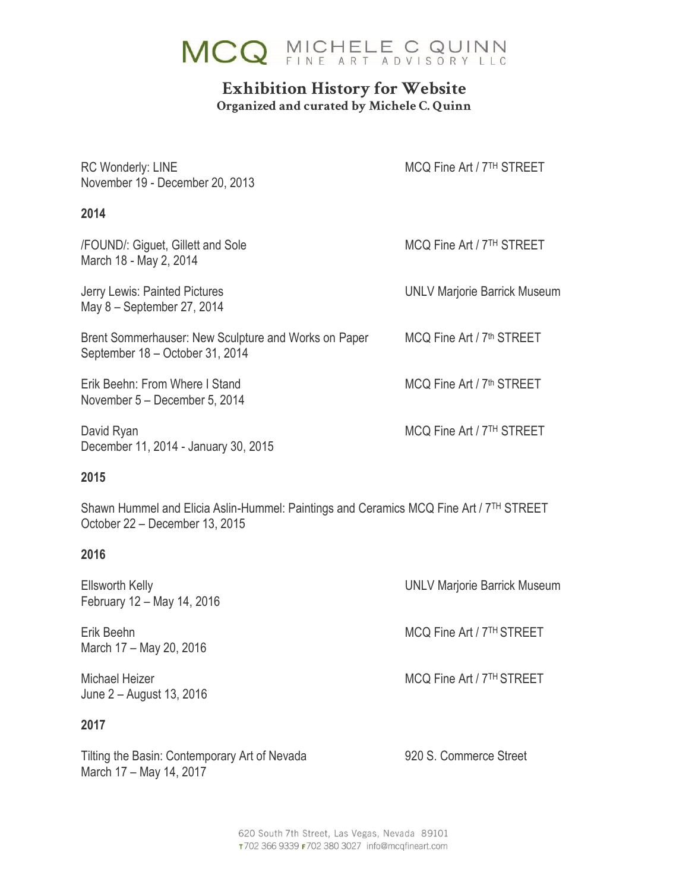MCQ MICHELE C QUINN FINE ART ADVISORY LLC

# Exhibition History for Website

**Organized and curated by Michele C. Quinn**

RC Wonderly: LINE — MCQ Fine Art / 7TH STREET
November 19 - December 20, 2013

**2014**

/FOUND/: Giguet, Gillett and Sole — MCQ Fine Art / 7TH STREET
March 18 - May 2, 2014

Jerry Lewis: Painted Pictures — UNLV Marjorie Barrick Museum
May 8 – September 27, 2014

Brent Sommerhauser: New Sculpture and Works on Paper — MCQ Fine Art / 7th STREET
September 18 – October 31, 2014

Erik Beehn: From Where I Stand — MCQ Fine Art / 7th STREET
November 5 – December 5, 2014

David Ryan — MCQ Fine Art / 7TH STREET
December 11, 2014 - January 30, 2015

**2015**

Shawn Hummel and Elicia Aslin-Hummel: Paintings and Ceramics — MCQ Fine Art / 7TH STREET
October 22 – December 13, 2015

**2016**

Ellsworth Kelly — UNLV Marjorie Barrick Museum
February 12 – May 14, 2016

Erik Beehn — MCQ Fine Art / 7TH STREET
March 17 – May 20, 2016

Michael Heizer — MCQ Fine Art / 7TH STREET
June 2 – August 13, 2016

**2017**

Tilting the Basin: Contemporary Art of Nevada — 920 S. Commerce Street
March 17 – May 14, 2017

620 South 7th Street, Las Vegas, Nevada 89101
T 702 366 9339 F 702 380 3027 info@mcqfineart.com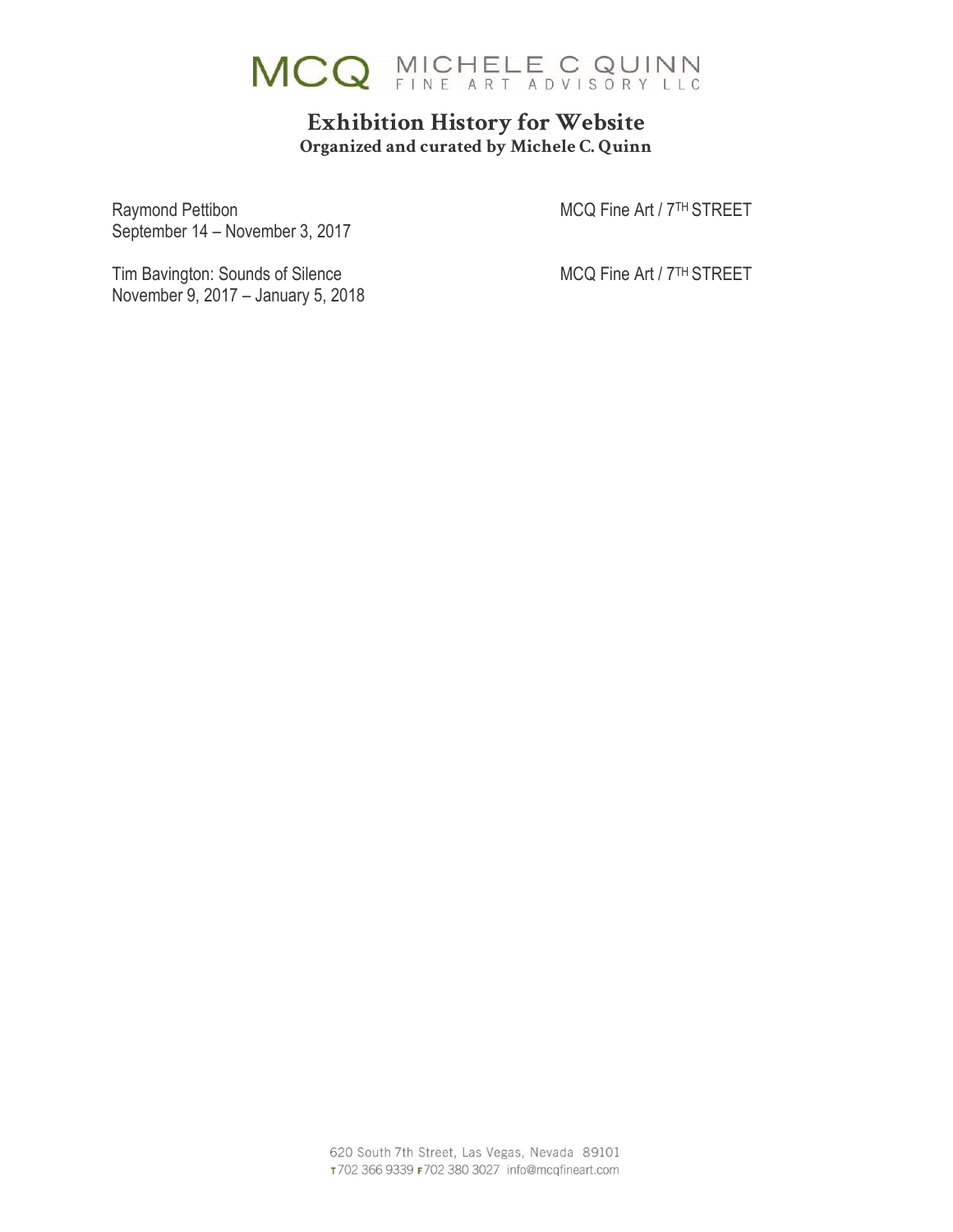MCQ MICHELE C QUINN FINE ART ADVISORY LLC

# Exhibition History for Website

**Organized and curated by Michele C. Quinn**

Raymond Pettibon — MCQ Fine Art / 7TH STREET
September 14 – November 3, 2017

Tim Bavington: Sounds of Silence — MCQ Fine Art / 7TH STREET
November 9, 2017 – January 5, 2018

620 South 7th Street, Las Vegas, Nevada 89101
T 702 366 9339 F 702 380 3027 info@mcqfineart.com